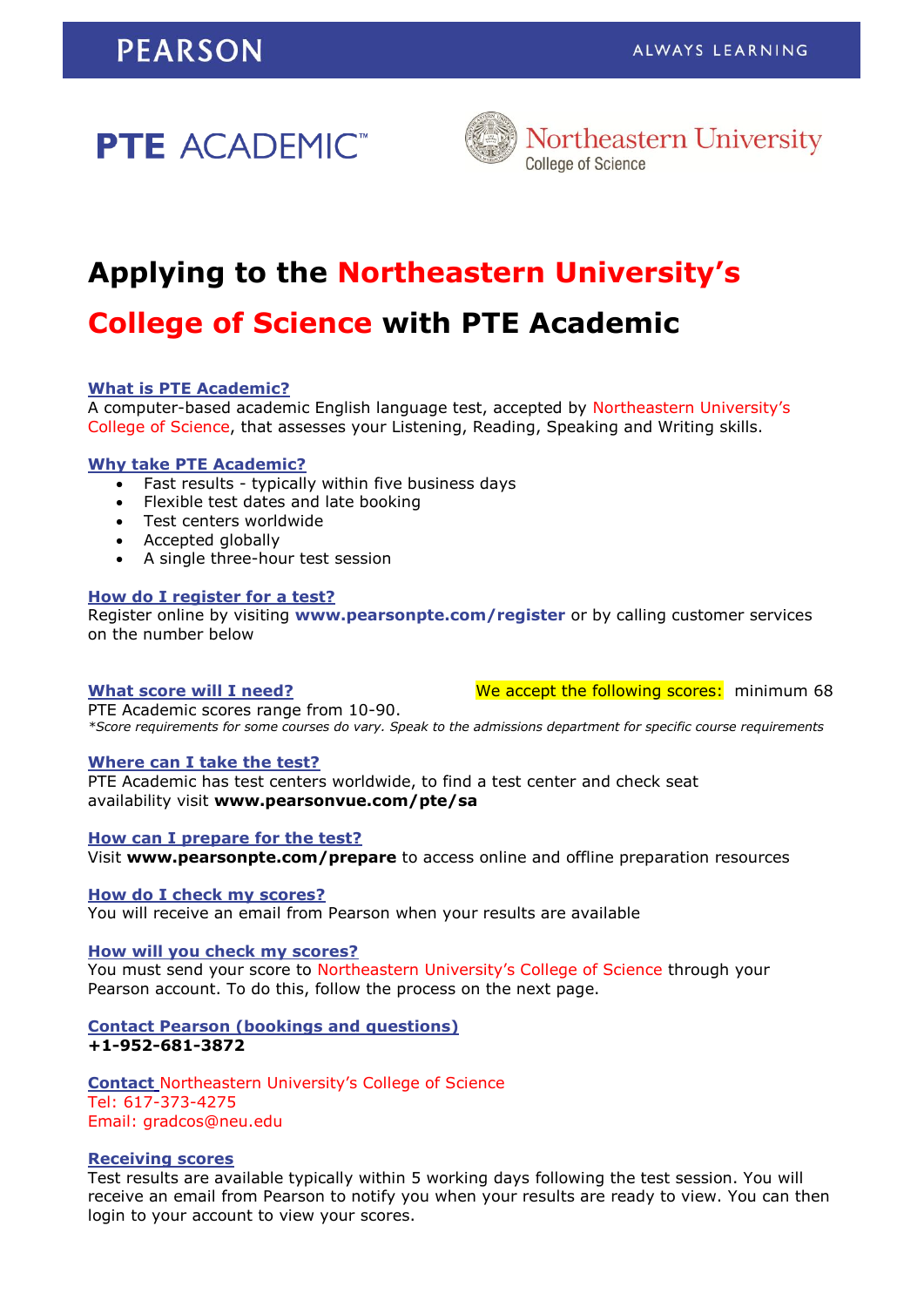PEARSON ALWAYS LEARNING

PTE ACADEMIC™

Northeastern University
College of Science

# Applying to the Northeastern University's College of Science with PTE Academic

### What is PTE Academic?

A computer-based academic English language test, accepted by Northeastern University's College of Science, that assesses your Listening, Reading, Speaking and Writing skills.

### Why take PTE Academic?

- Fast results - typically within five business days
- Flexible test dates and late booking
- Test centers worldwide
- Accepted globally
- A single three-hour test session

### How do I register for a test?

Register online by visiting **www.pearsonpte.com/register** or by calling customer services on the number below

### What score will I need?

We accept the following scores: minimum 68

PTE Academic scores range from 10-90.

*\*Score requirements for some courses do vary. Speak to the admissions department for specific course requirements*

### Where can I take the test?

PTE Academic has test centers worldwide, to find a test center and check seat availability visit **www.pearsonvue.com/pte/sa**

### How can I prepare for the test?

Visit **www.pearsonpte.com/prepare** to access online and offline preparation resources

### How do I check my scores?

You will receive an email from Pearson when your results are available

### How will you check my scores?

You must send your score to Northeastern University's College of Science through your Pearson account. To do this, follow the process on the next page.

### Contact Pearson (bookings and questions)

**+1-952-681-3872**

### Contact Northeastern University's College of Science

Tel: 617-373-4275
Email: gradcos@neu.edu

### Receiving scores

Test results are available typically within 5 working days following the test session. You will receive an email from Pearson to notify you when your results are ready to view. You can then login to your account to view your scores.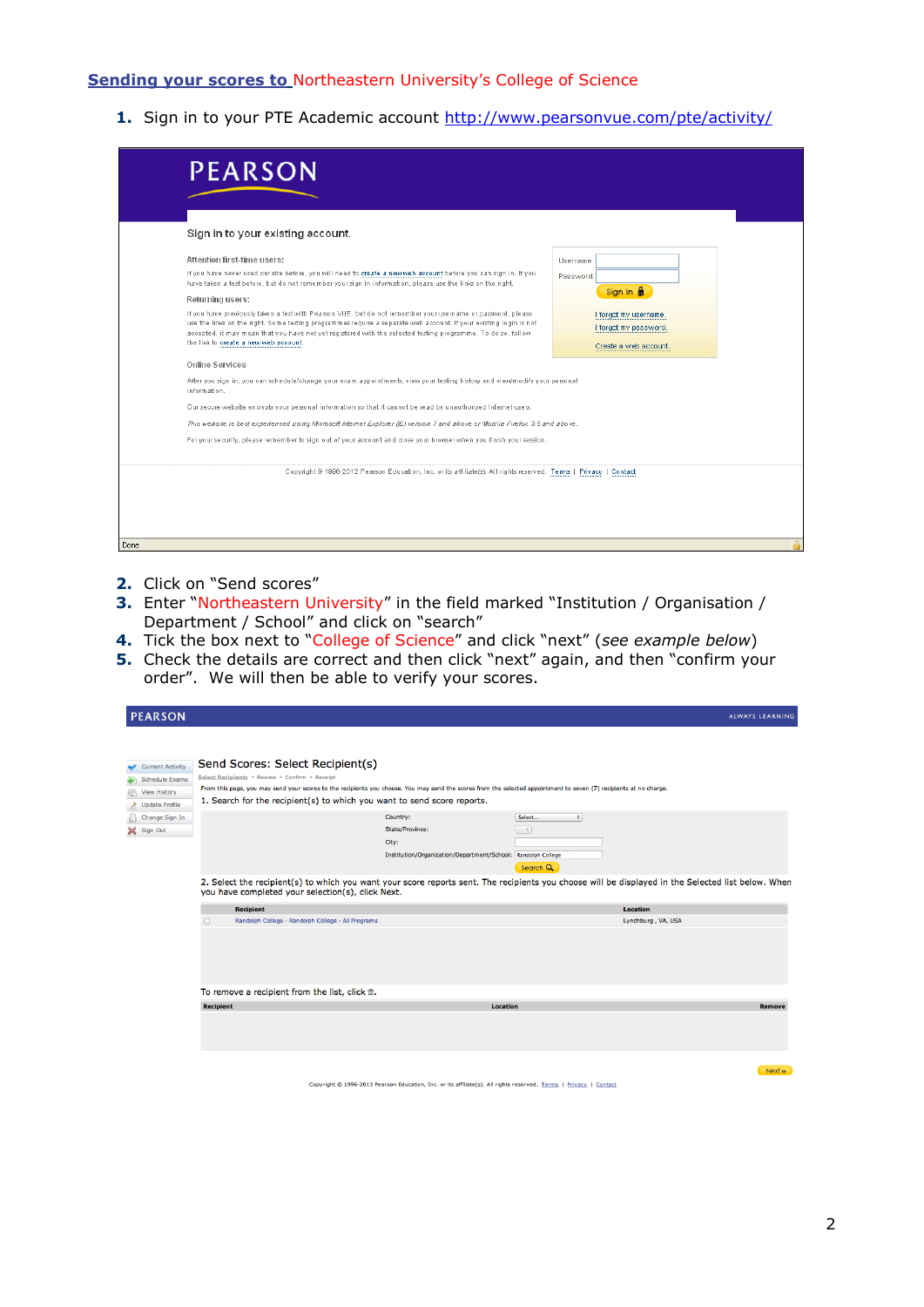**Sending your scores to** Northeastern University's College of Science

1. Sign in to your PTE Academic account http://www.pearsonvue.com/pte/activity/

2. Click on "Send scores"
3. Enter "Northeastern University" in the field marked "Institution / Organisation / Department / School" and click on "search"
4. Tick the box next to "College of Science" and click "next" (*see example below*)
5. Check the details are correct and then click "next" again, and then "confirm your order". We will then be able to verify your scores.